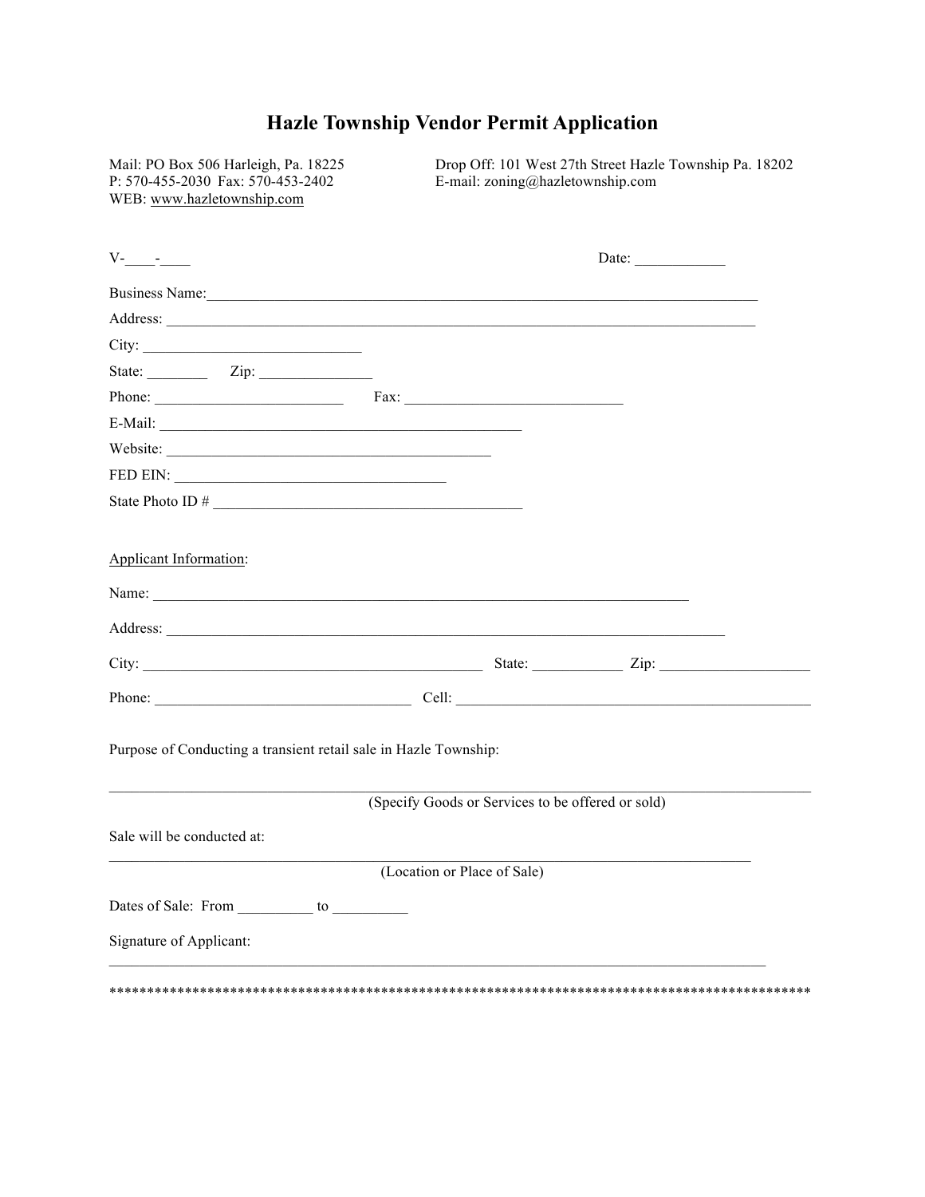# Hazle Township Vendor Permit Application

Mail: PO Box 506 Harleigh, Pa. 18225
P: 570-455-2030 Fax: 570-453-2402
WEB: www.hazletownship.com

Drop Off: 101 West 27th Street Hazle Township Pa. 18202
E-mail: zoning@hazletownship.com

V-____-____ Date: ____________

Business Name:______________________________________________________________________________

Address: ____________________________________________________________________________________

City: ______________________________

State: ________ Zip: _______________

Phone: _________________________ Fax: _____________________________

E-Mail: __________________________________________________

Website: ____________________________________________

FED EIN: _____________________________________

State Photo ID # __________________________________________

Applicant Information:

Name: __________________________________________________________________________

Address: ____________________________________________________________________________

City: _______________________________________________ State: ____________ Zip: ____________________

Phone: __________________________________ Cell: ________________________________________________

Purpose of Conducting a transient retail sale in Hazle Township:

_______________________________________________________________________________________________

(Specify Goods or Services to be offered or sold)

Sale will be conducted at:

_______________________________________________________________________________________

(Location or Place of Sale)

Dates of Sale: From __________ to __________

Signature of Applicant:

_________________________________________________________________________________________

************************************************************************************************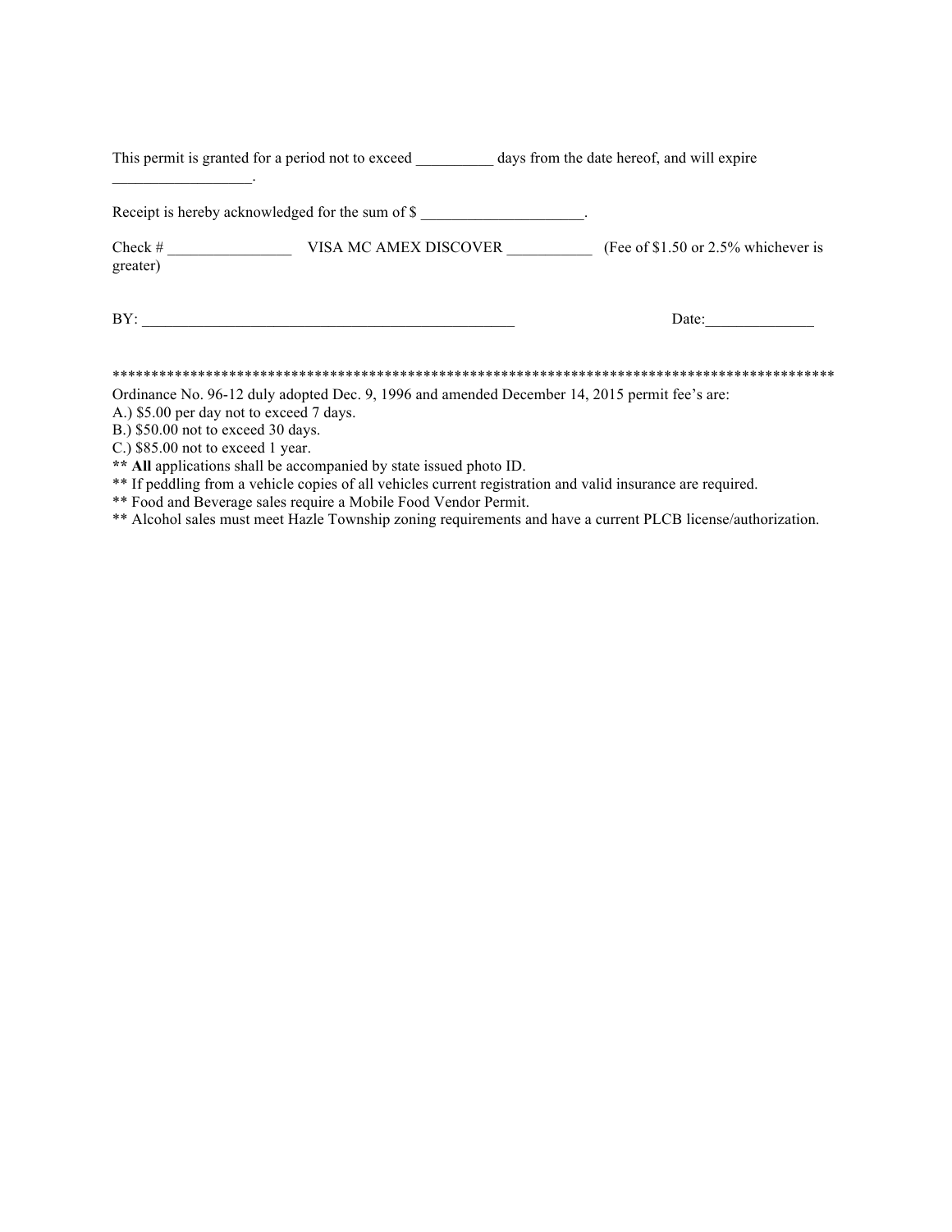This permit is granted for a period not to exceed __________ days from the date hereof, and will expire __________________.

Receipt is hereby acknowledged for the sum of $ _____________________.

Check # ________________ VISA MC AMEX DISCOVER ___________ (Fee of $1.50 or 2.5% whichever is greater)

BY: _________________________________________________ Date:______________

************************************************************************************************

Ordinance No. 96-12 duly adopted Dec. 9, 1996 and amended December 14, 2015 permit fee's are:

A.) $5.00 per day not to exceed 7 days.

B.) $50.00 not to exceed 30 days.

C.) $85.00 not to exceed 1 year.

**** All** applications shall be accompanied by state issued photo ID.

** If peddling from a vehicle copies of all vehicles current registration and valid insurance are required.

** Food and Beverage sales require a Mobile Food Vendor Permit.

** Alcohol sales must meet Hazle Township zoning requirements and have a current PLCB license/authorization.